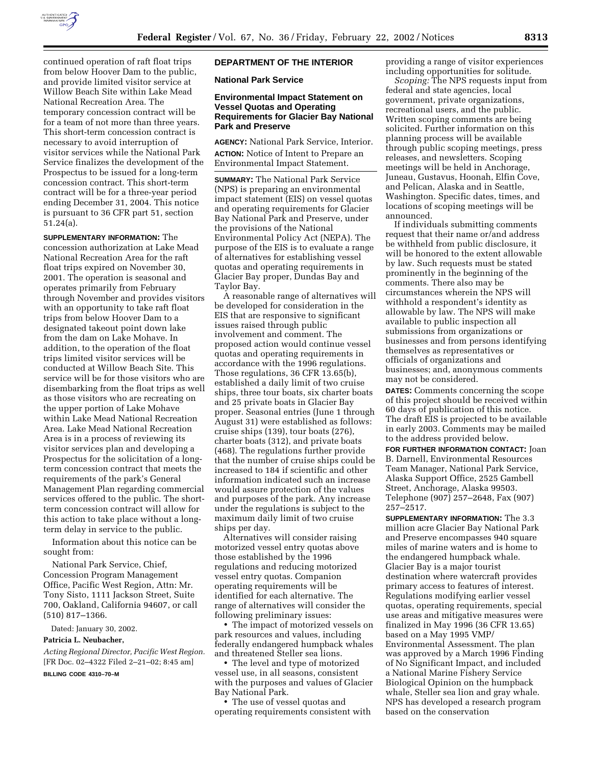continued operation of raft float trips from below Hoover Dam to the public, and provide limited visitor service at Willow Beach Site within Lake Mead National Recreation Area. The temporary concession contract will be for a team of not more than three years. This short-term concession contract is necessary to avoid interruption of visitor services while the National Park Service finalizes the development of the Prospectus to be issued for a long-term concession contract. This short-term contract will be for a three-year period ending December 31, 2004. This notice is pursuant to 36 CFR part 51, section 51.24(a).

**SUPPLEMENTARY INFORMATION:** The concession authorization at Lake Mead National Recreation Area for the raft float trips expired on November 30, 2001. The operation is seasonal and operates primarily from February through November and provides visitors with an opportunity to take raft float trips from below Hoover Dam to a designated takeout point down lake from the dam on Lake Mohave. In addition, to the operation of the float trips limited visitor services will be conducted at Willow Beach Site. This service will be for those visitors who are disembarking from the float trips as well as those visitors who are recreating on the upper portion of Lake Mohave within Lake Mead National Recreation Area. Lake Mead National Recreation Area is in a process of reviewing its visitor services plan and developing a Prospectus for the solicitation of a long-term concession contract that meets the requirements of the park's General Management Plan regarding commercial services offered to the public. The short-term concession contract will allow for this action to take place without a long-term delay in service to the public.

Information about this notice can be sought from:

National Park Service, Chief, Concession Program Management Office, Pacific West Region, Attn: Mr. Tony Sisto, 1111 Jackson Street, Suite 700, Oakland, California 94607, or call (510) 817–1366.

Dated: January 30, 2002.

**Patricia L. Neubacher,**

*Acting Regional Director, Pacific West Region.*

[FR Doc. 02–4322 Filed 2–21–02; 8:45 am]

**BILLING CODE 4310–70–M**

## DEPARTMENT OF THE INTERIOR

### National Park Service

### Environmental Impact Statement on Vessel Quotas and Operating Requirements for Glacier Bay National Park and Preserve

**AGENCY:** National Park Service, Interior.

**ACTION:** Notice of Intent to Prepare an Environmental Impact Statement.

**SUMMARY:** The National Park Service (NPS) is preparing an environmental impact statement (EIS) on vessel quotas and operating requirements for Glacier Bay National Park and Preserve, under the provisions of the National Environmental Policy Act (NEPA). The purpose of the EIS is to evaluate a range of alternatives for establishing vessel quotas and operating requirements in Glacier Bay proper, Dundas Bay and Taylor Bay.

A reasonable range of alternatives will be developed for consideration in the EIS that are responsive to significant issues raised through public involvement and comment. The proposed action would continue vessel quotas and operating requirements in accordance with the 1996 regulations. Those regulations, 36 CFR 13.65(b), established a daily limit of two cruise ships, three tour boats, six charter boats and 25 private boats in Glacier Bay proper. Seasonal entries (June 1 through August 31) were established as follows: cruise ships (139), tour boats (276), charter boats (312), and private boats (468). The regulations further provide that the number of cruise ships could be increased to 184 if scientific and other information indicated such an increase would assure protection of the values and purposes of the park. Any increase under the regulations is subject to the maximum daily limit of two cruise ships per day.

Alternatives will consider raising motorized vessel entry quotas above those established by the 1996 regulations and reducing motorized vessel entry quotas. Companion operating requirements will be identified for each alternative. The range of alternatives will consider the following preliminary issues:

- The impact of motorized vessels on park resources and values, including federally endangered humpback whales and threatened Steller sea lions.
- The level and type of motorized vessel use, in all seasons, consistent with the purposes and values of Glacier Bay National Park.
- The use of vessel quotas and operating requirements consistent with providing a range of visitor experiences including opportunities for solitude.

*Scoping:* The NPS requests input from federal and state agencies, local government, private organizations, recreational users, and the public. Written scoping comments are being solicited. Further information on this planning process will be available through public scoping meetings, press releases, and newsletters. Scoping meetings will be held in Anchorage, Juneau, Gustavus, Hoonah, Elfin Cove, and Pelican, Alaska and in Seattle, Washington. Specific dates, times, and locations of scoping meetings will be announced.

If individuals submitting comments request that their name or/and address be withheld from public disclosure, it will be honored to the extent allowable by law. Such requests must be stated prominently in the beginning of the comments. There also may be circumstances wherein the NPS will withhold a respondent's identity as allowable by law. The NPS will make available to public inspection all submissions from organizations or businesses and from persons identifying themselves as representatives or officials of organizations and businesses; and, anonymous comments may not be considered.

**DATES:** Comments concerning the scope of this project should be received within 60 days of publication of this notice. The draft EIS is projected to be available in early 2003. Comments may be mailed to the address provided below.

**FOR FURTHER INFORMATION CONTACT:** Joan B. Darnell, Environmental Resources Team Manager, National Park Service, Alaska Support Office, 2525 Gambell Street, Anchorage, Alaska 99503. Telephone (907) 257–2648, Fax (907) 257–2517.

**SUPPLEMENTARY INFORMATION:** The 3.3 million acre Glacier Bay National Park and Preserve encompasses 940 square miles of marine waters and is home to the endangered humpback whale. Glacier Bay is a major tourist destination where watercraft provides primary access to features of interest. Regulations modifying earlier vessel quotas, operating requirements, special use areas and mitigative measures were finalized in May 1996 (36 CFR 13.65) based on a May 1995 VMP/Environmental Assessment. The plan was approved by a March 1996 Finding of No Significant Impact, and included a National Marine Fishery Service Biological Opinion on the humpback whale, Steller sea lion and gray whale. NPS has developed a research program based on the conservation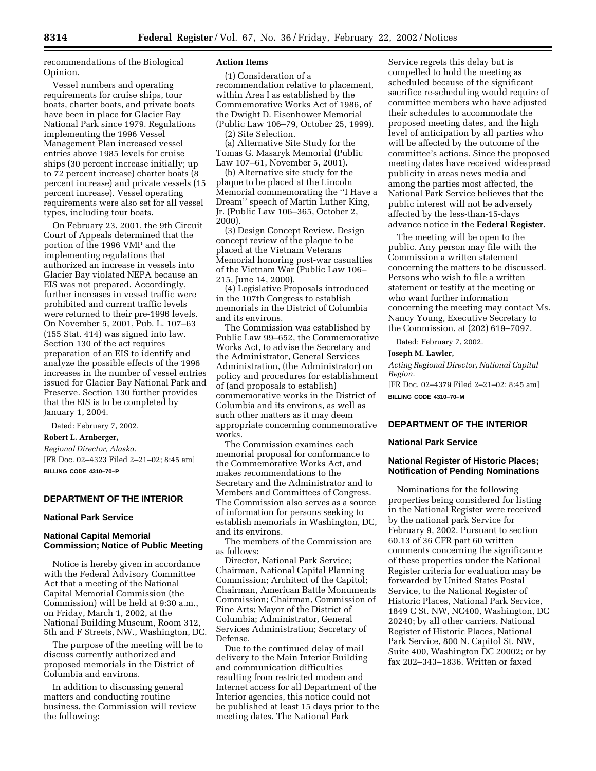recommendations of the Biological Opinion.

Vessel numbers and operating requirements for cruise ships, tour boats, charter boats, and private boats have been in place for Glacier Bay National Park since 1979. Regulations implementing the 1996 Vessel Management Plan increased vessel entries above 1985 levels for cruise ships (30 percent increase initially; up to 72 percent increase) charter boats (8 percent increase) and private vessels (15 percent increase). Vessel operating requirements were also set for all vessel types, including tour boats.

On February 23, 2001, the 9th Circuit Court of Appeals determined that the portion of the 1996 VMP and the implementing regulations that authorized an increase in vessels into Glacier Bay violated NEPA because an EIS was not prepared. Accordingly, further increases in vessel traffic were prohibited and current traffic levels were returned to their pre-1996 levels. On November 5, 2001, Pub. L. 107–63 (155 Stat. 414) was signed into law. Section 130 of the act requires preparation of an EIS to identify and analyze the possible effects of the 1996 increases in the number of vessel entries issued for Glacier Bay National Park and Preserve. Section 130 further provides that the EIS is to be completed by January 1, 2004.

Dated: February 7, 2002.

**Robert L. Arnberger,**

*Regional Director, Alaska.*

[FR Doc. 02–4323 Filed 2–21–02; 8:45 am]

**BILLING CODE 4310–70–P**

---

## DEPARTMENT OF THE INTERIOR

### National Park Service

### National Capital Memorial Commission; Notice of Public Meeting

Notice is hereby given in accordance with the Federal Advisory Committee Act that a meeting of the National Capital Memorial Commission (the Commission) will be held at 9:30 a.m., on Friday, March 1, 2002, at the National Building Museum, Room 312, 5th and F Streets, NW., Washington, DC.

The purpose of the meeting will be to discuss currently authorized and proposed memorials in the District of Columbia and environs.

In addition to discussing general matters and conducting routine business, the Commission will review the following:

**Action Items**

(1) Consideration of a recommendation relative to placement, within Area I as established by the Commemorative Works Act of 1986, of the Dwight D. Eisenhower Memorial (Public Law 106–79, October 25, 1999).

(2) Site Selection.

(a) Alternative Site Study for the Tomas G. Masaryk Memorial (Public Law 107–61, November 5, 2001).

(b) Alternative site study for the plaque to be placed at the Lincoln Memorial commemorating the ''I Have a Dream'' speech of Martin Luther King, Jr. (Public Law 106–365, October 2, 2000).

(3) Design Concept Review. Design concept review of the plaque to be placed at the Vietnam Veterans Memorial honoring post-war casualties of the Vietnam War (Public Law 106–215, June 14, 2000).

(4) Legislative Proposals introduced in the 107th Congress to establish memorials in the District of Columbia and its environs.

The Commission was established by Public Law 99–652, the Commemorative Works Act, to advise the Secretary and the Administrator, General Services Administration, (the Administrator) on policy and procedures for establishment of (and proposals to establish) commemorative works in the District of Columbia and its environs, as well as such other matters as it may deem appropriate concerning commemorative works.

The Commission examines each memorial proposal for conformance to the Commemorative Works Act, and makes recommendations to the Secretary and the Administrator and to Members and Committees of Congress. The Commission also serves as a source of information for persons seeking to establish memorials in Washington, DC, and its environs.

The members of the Commission are as follows:

Director, National Park Service; Chairman, National Capital Planning Commission; Architect of the Capitol; Chairman, American Battle Monuments Commission; Chairman, Commission of Fine Arts; Mayor of the District of Columbia; Administrator, General Services Administration; Secretary of Defense.

Due to the continued delay of mail delivery to the Main Interior Building and communication difficulties resulting from restricted modem and Internet access for all Department of the Interior agencies, this notice could not be published at least 15 days prior to the meeting dates. The National Park Service regrets this delay but is compelled to hold the meeting as scheduled because of the significant sacrifice re-scheduling would require of committee members who have adjusted their schedules to accommodate the proposed meeting dates, and the high level of anticipation by all parties who will be affected by the outcome of the committee's actions. Since the proposed meeting dates have received widespread publicity in areas news media and among the parties most affected, the National Park Service believes that the public interest will not be adversely affected by the less-than-15-days advance notice in the **Federal Register**.

The meeting will be open to the public. Any person may file with the Commission a written statement concerning the matters to be discussed. Persons who wish to file a written statement or testify at the meeting or who want further information concerning the meeting may contact Ms. Nancy Young, Executive Secretary to the Commission, at (202) 619–7097.

Dated: February 7, 2002.

**Joseph M. Lawler,**

*Acting Regional Director, National Capital Region.*

[FR Doc. 02–4379 Filed 2–21–02; 8:45 am]

**BILLING CODE 4310–70–M**

---

## DEPARTMENT OF THE INTERIOR

### National Park Service

### National Register of Historic Places; Notification of Pending Nominations

Nominations for the following properties being considered for listing in the National Register were received by the national park Service for February 9, 2002. Pursuant to section 60.13 of 36 CFR part 60 written comments concerning the significance of these properties under the National Register criteria for evaluation may be forwarded by United States Postal Service, to the National Register of Historic Places, National Park Service, 1849 C St. NW, NC400, Washington, DC 20240; by all other carriers, National Register of Historic Places, National Park Service, 800 N. Capitol St. NW, Suite 400, Washington DC 20002; or by fax 202–343–1836. Written or faxed